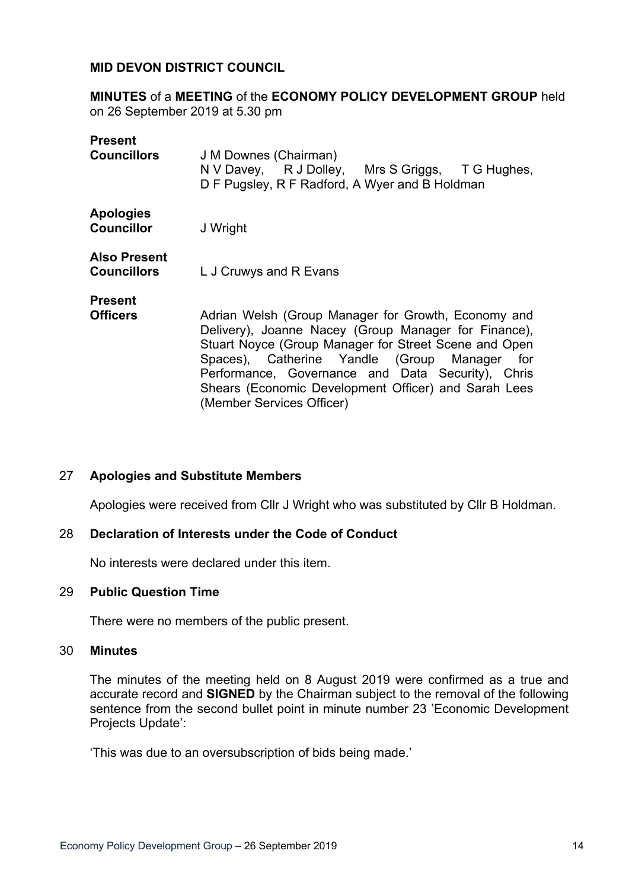**MID DEVON DISTRICT COUNCIL**

**MINUTES** of a **MEETING** of the **ECONOMY POLICY DEVELOPMENT GROUP** held on 26 September 2019 at 5.30 pm

| | |
|---|---|
| **Present Councillors** | J M Downes (Chairman) N V Davey, R J Dolley, Mrs S Griggs, T G Hughes, D F Pugsley, R F Radford, A Wyer and B Holdman |
| **Apologies Councillor** | J Wright |
| **Also Present Councillors** | L J Cruwys and R Evans |
| **Present Officers** | Adrian Welsh (Group Manager for Growth, Economy and Delivery), Joanne Nacey (Group Manager for Finance), Stuart Noyce (Group Manager for Street Scene and Open Spaces), Catherine Yandle (Group Manager for Performance, Governance and Data Security), Chris Shears (Economic Development Officer) and Sarah Lees (Member Services Officer) |

27 **Apologies and Substitute Members**

Apologies were received from Cllr J Wright who was substituted by Cllr B Holdman.

28 **Declaration of Interests under the Code of Conduct**

No interests were declared under this item.

29 **Public Question Time**

There were no members of the public present.

30 **Minutes**

The minutes of the meeting held on 8 August 2019 were confirmed as a true and accurate record and **SIGNED** by the Chairman subject to the removal of the following sentence from the second bullet point in minute number 23 'Economic Development Projects Update':

'This was due to an oversubscription of bids being made.'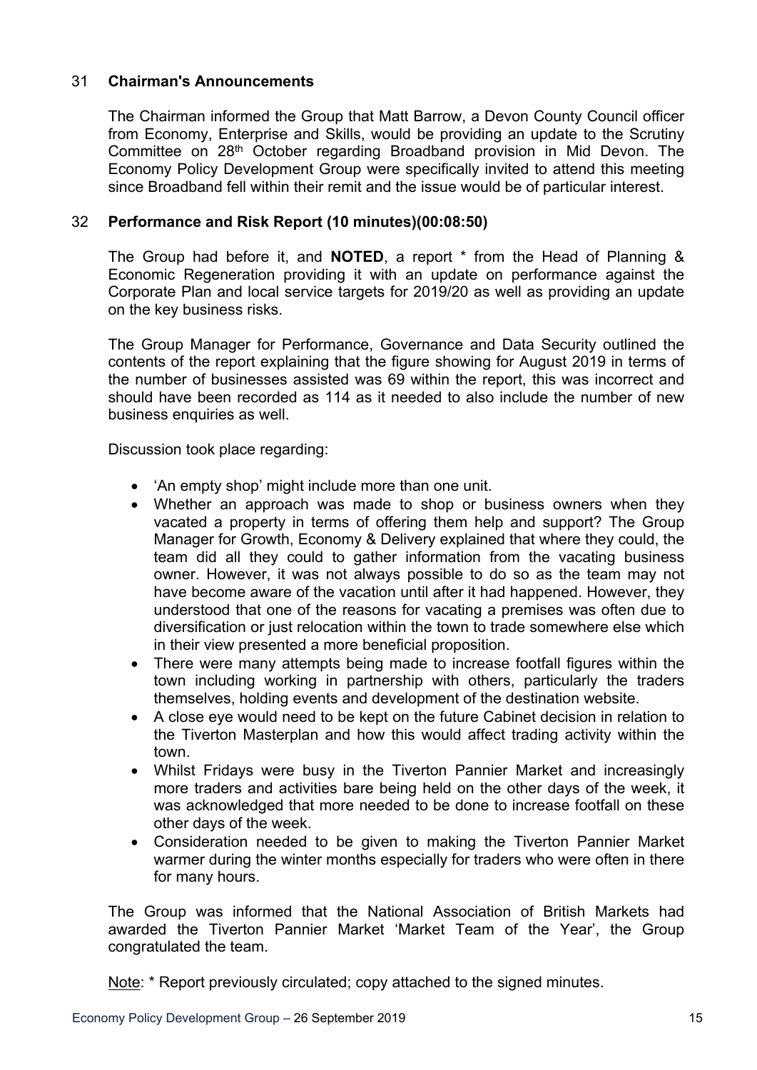## 31 Chairman's Announcements

The Chairman informed the Group that Matt Barrow, a Devon County Council officer from Economy, Enterprise and Skills, would be providing an update to the Scrutiny Committee on 28th October regarding Broadband provision in Mid Devon. The Economy Policy Development Group were specifically invited to attend this meeting since Broadband fell within their remit and the issue would be of particular interest.

## 32 Performance and Risk Report (10 minutes)(00:08:50)

The Group had before it, and **NOTED**, a report * from the Head of Planning & Economic Regeneration providing it with an update on performance against the Corporate Plan and local service targets for 2019/20 as well as providing an update on the key business risks.

The Group Manager for Performance, Governance and Data Security outlined the contents of the report explaining that the figure showing for August 2019 in terms of the number of businesses assisted was 69 within the report, this was incorrect and should have been recorded as 114 as it needed to also include the number of new business enquiries as well.

Discussion took place regarding:

- 'An empty shop' might include more than one unit.
- Whether an approach was made to shop or business owners when they vacated a property in terms of offering them help and support? The Group Manager for Growth, Economy & Delivery explained that where they could, the team did all they could to gather information from the vacating business owner. However, it was not always possible to do so as the team may not have become aware of the vacation until after it had happened. However, they understood that one of the reasons for vacating a premises was often due to diversification or just relocation within the town to trade somewhere else which in their view presented a more beneficial proposition.
- There were many attempts being made to increase footfall figures within the town including working in partnership with others, particularly the traders themselves, holding events and development of the destination website.
- A close eye would need to be kept on the future Cabinet decision in relation to the Tiverton Masterplan and how this would affect trading activity within the town.
- Whilst Fridays were busy in the Tiverton Pannier Market and increasingly more traders and activities bare being held on the other days of the week, it was acknowledged that more needed to be done to increase footfall on these other days of the week.
- Consideration needed to be given to making the Tiverton Pannier Market warmer during the winter months especially for traders who were often in there for many hours.

The Group was informed that the National Association of British Markets had awarded the Tiverton Pannier Market 'Market Team of the Year', the Group congratulated the team.

Note: * Report previously circulated; copy attached to the signed minutes.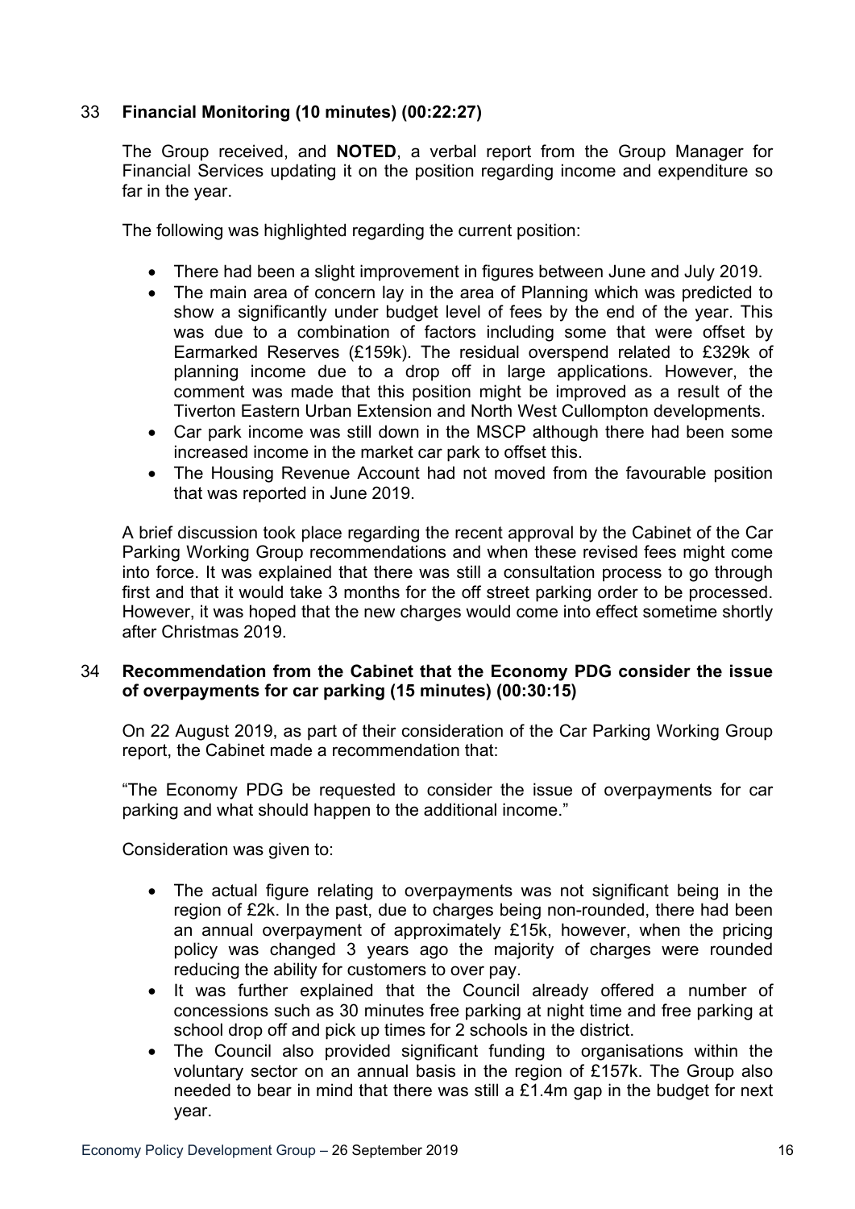## 33 **Financial Monitoring (10 minutes) (00:22:27)**

The Group received, and **NOTED**, a verbal report from the Group Manager for Financial Services updating it on the position regarding income and expenditure so far in the year.

The following was highlighted regarding the current position:

- There had been a slight improvement in figures between June and July 2019.
- The main area of concern lay in the area of Planning which was predicted to show a significantly under budget level of fees by the end of the year. This was due to a combination of factors including some that were offset by Earmarked Reserves (£159k). The residual overspend related to £329k of planning income due to a drop off in large applications. However, the comment was made that this position might be improved as a result of the Tiverton Eastern Urban Extension and North West Cullompton developments.
- Car park income was still down in the MSCP although there had been some increased income in the market car park to offset this.
- The Housing Revenue Account had not moved from the favourable position that was reported in June 2019.

A brief discussion took place regarding the recent approval by the Cabinet of the Car Parking Working Group recommendations and when these revised fees might come into force. It was explained that there was still a consultation process to go through first and that it would take 3 months for the off street parking order to be processed. However, it was hoped that the new charges would come into effect sometime shortly after Christmas 2019.

## 34 **Recommendation from the Cabinet that the Economy PDG consider the issue of overpayments for car parking (15 minutes) (00:30:15)**

On 22 August 2019, as part of their consideration of the Car Parking Working Group report, the Cabinet made a recommendation that:

"The Economy PDG be requested to consider the issue of overpayments for car parking and what should happen to the additional income."

Consideration was given to:

- The actual figure relating to overpayments was not significant being in the region of £2k. In the past, due to charges being non-rounded, there had been an annual overpayment of approximately £15k, however, when the pricing policy was changed 3 years ago the majority of charges were rounded reducing the ability for customers to over pay.
- It was further explained that the Council already offered a number of concessions such as 30 minutes free parking at night time and free parking at school drop off and pick up times for 2 schools in the district.
- The Council also provided significant funding to organisations within the voluntary sector on an annual basis in the region of £157k. The Group also needed to bear in mind that there was still a £1.4m gap in the budget for next year.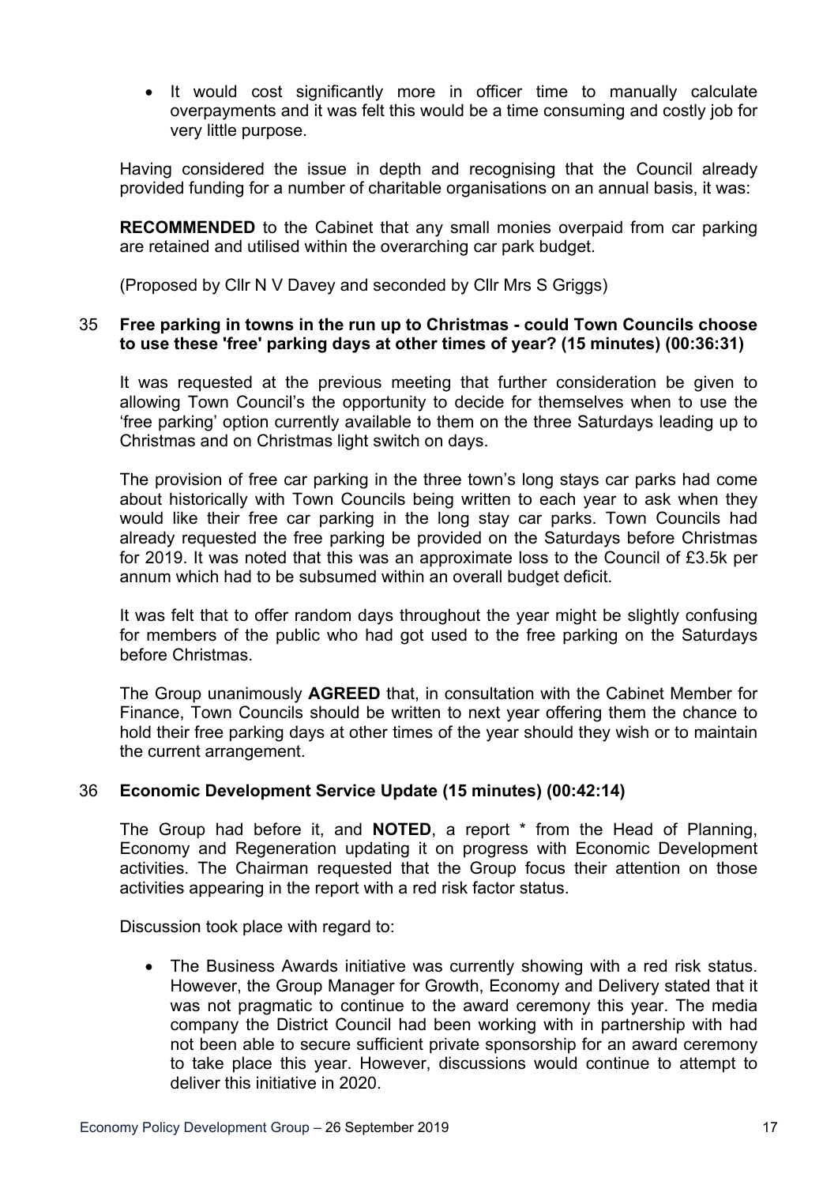- It would cost significantly more in officer time to manually calculate overpayments and it was felt this would be a time consuming and costly job for very little purpose.

Having considered the issue in depth and recognising that the Council already provided funding for a number of charitable organisations on an annual basis, it was:

**RECOMMENDED** to the Cabinet that any small monies overpaid from car parking are retained and utilised within the overarching car park budget.

(Proposed by Cllr N V Davey and seconded by Cllr Mrs S Griggs)

### 35 Free parking in towns in the run up to Christmas - could Town Councils choose to use these 'free' parking days at other times of year? (15 minutes) (00:36:31)

It was requested at the previous meeting that further consideration be given to allowing Town Council's the opportunity to decide for themselves when to use the 'free parking' option currently available to them on the three Saturdays leading up to Christmas and on Christmas light switch on days.

The provision of free car parking in the three town's long stays car parks had come about historically with Town Councils being written to each year to ask when they would like their free car parking in the long stay car parks. Town Councils had already requested the free parking be provided on the Saturdays before Christmas for 2019. It was noted that this was an approximate loss to the Council of £3.5k per annum which had to be subsumed within an overall budget deficit.

It was felt that to offer random days throughout the year might be slightly confusing for members of the public who had got used to the free parking on the Saturdays before Christmas.

The Group unanimously **AGREED** that, in consultation with the Cabinet Member for Finance, Town Councils should be written to next year offering them the chance to hold their free parking days at other times of the year should they wish or to maintain the current arrangement.

### 36 Economic Development Service Update (15 minutes) (00:42:14)

The Group had before it, and **NOTED**, a report * from the Head of Planning, Economy and Regeneration updating it on progress with Economic Development activities. The Chairman requested that the Group focus their attention on those activities appearing in the report with a red risk factor status.

Discussion took place with regard to:

- The Business Awards initiative was currently showing with a red risk status. However, the Group Manager for Growth, Economy and Delivery stated that it was not pragmatic to continue to the award ceremony this year. The media company the District Council had been working with in partnership with had not been able to secure sufficient private sponsorship for an award ceremony to take place this year. However, discussions would continue to attempt to deliver this initiative in 2020.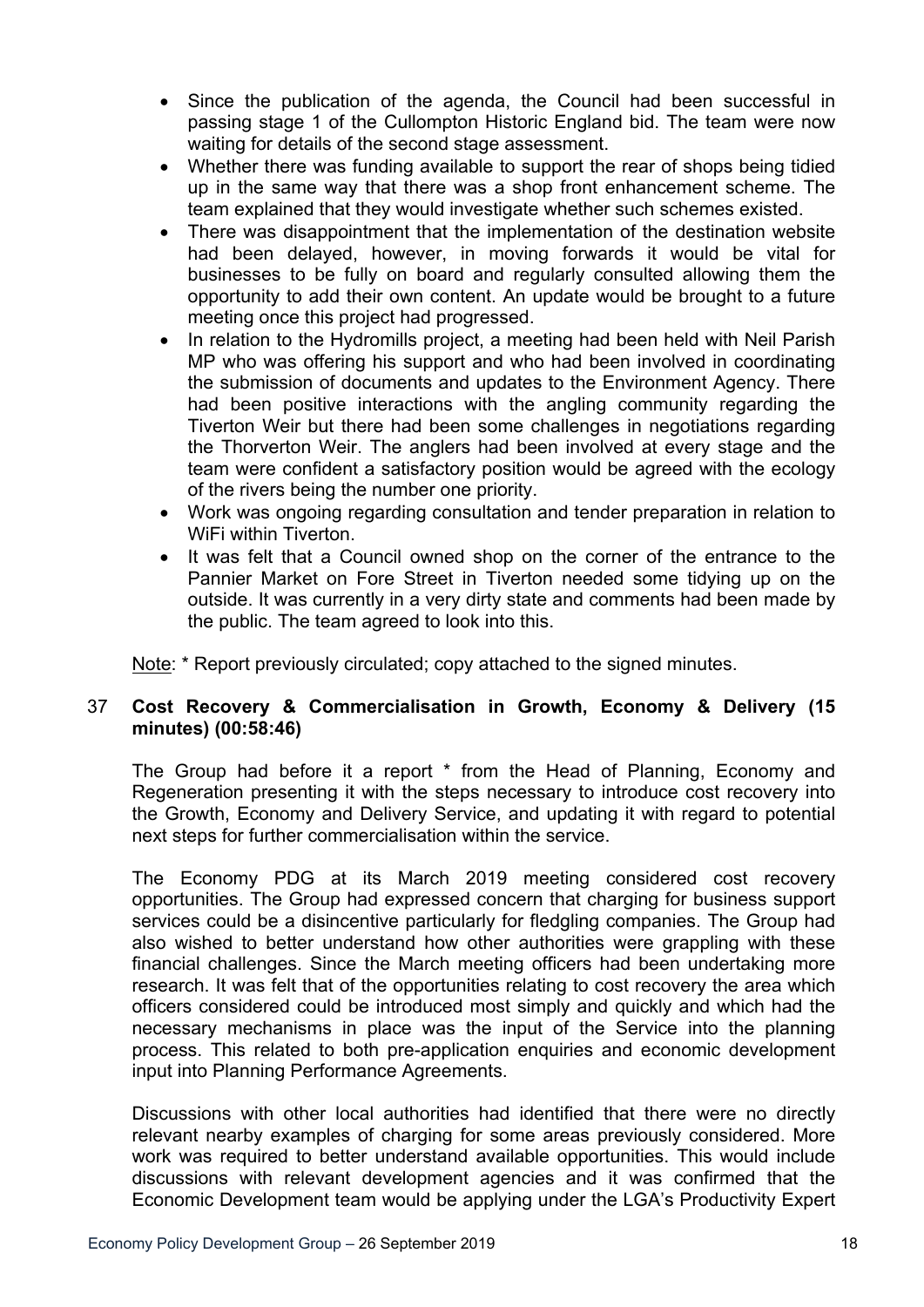- Since the publication of the agenda, the Council had been successful in passing stage 1 of the Cullompton Historic England bid. The team were now waiting for details of the second stage assessment.
- Whether there was funding available to support the rear of shops being tidied up in the same way that there was a shop front enhancement scheme. The team explained that they would investigate whether such schemes existed.
- There was disappointment that the implementation of the destination website had been delayed, however, in moving forwards it would be vital for businesses to be fully on board and regularly consulted allowing them the opportunity to add their own content. An update would be brought to a future meeting once this project had progressed.
- In relation to the Hydromills project, a meeting had been held with Neil Parish MP who was offering his support and who had been involved in coordinating the submission of documents and updates to the Environment Agency. There had been positive interactions with the angling community regarding the Tiverton Weir but there had been some challenges in negotiations regarding the Thorverton Weir. The anglers had been involved at every stage and the team were confident a satisfactory position would be agreed with the ecology of the rivers being the number one priority.
- Work was ongoing regarding consultation and tender preparation in relation to WiFi within Tiverton.
- It was felt that a Council owned shop on the corner of the entrance to the Pannier Market on Fore Street in Tiverton needed some tidying up on the outside. It was currently in a very dirty state and comments had been made by the public. The team agreed to look into this.

Note: * Report previously circulated; copy attached to the signed minutes.

### 37 Cost Recovery & Commercialisation in Growth, Economy & Delivery (15 minutes) (00:58:46)

The Group had before it a report * from the Head of Planning, Economy and Regeneration presenting it with the steps necessary to introduce cost recovery into the Growth, Economy and Delivery Service, and updating it with regard to potential next steps for further commercialisation within the service.

The Economy PDG at its March 2019 meeting considered cost recovery opportunities. The Group had expressed concern that charging for business support services could be a disincentive particularly for fledgling companies. The Group had also wished to better understand how other authorities were grappling with these financial challenges. Since the March meeting officers had been undertaking more research. It was felt that of the opportunities relating to cost recovery the area which officers considered could be introduced most simply and quickly and which had the necessary mechanisms in place was the input of the Service into the planning process. This related to both pre-application enquiries and economic development input into Planning Performance Agreements.

Discussions with other local authorities had identified that there were no directly relevant nearby examples of charging for some areas previously considered. More work was required to better understand available opportunities. This would include discussions with relevant development agencies and it was confirmed that the Economic Development team would be applying under the LGA's Productivity Expert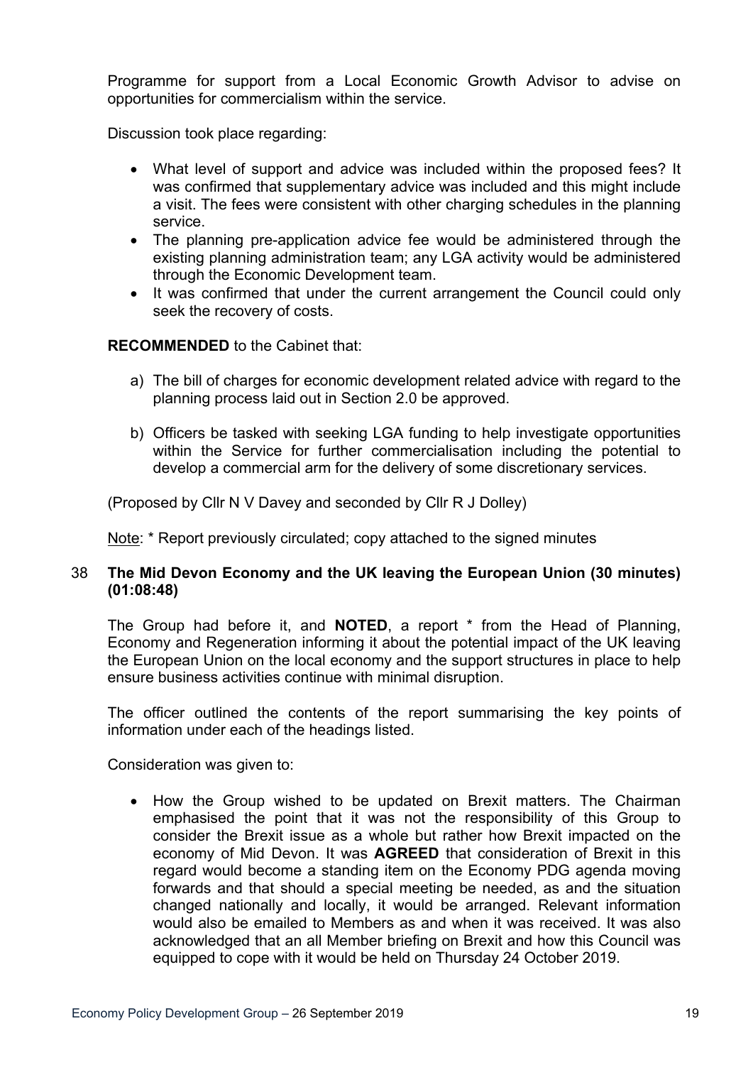Programme for support from a Local Economic Growth Advisor to advise on opportunities for commercialism within the service.

Discussion took place regarding:

- What level of support and advice was included within the proposed fees? It was confirmed that supplementary advice was included and this might include a visit. The fees were consistent with other charging schedules in the planning service.
- The planning pre-application advice fee would be administered through the existing planning administration team; any LGA activity would be administered through the Economic Development team.
- It was confirmed that under the current arrangement the Council could only seek the recovery of costs.

**RECOMMENDED** to the Cabinet that:

a) The bill of charges for economic development related advice with regard to the planning process laid out in Section 2.0 be approved.

b) Officers be tasked with seeking LGA funding to help investigate opportunities within the Service for further commercialisation including the potential to develop a commercial arm for the delivery of some discretionary services.

(Proposed by Cllr N V Davey and seconded by Cllr R J Dolley)

Note: * Report previously circulated; copy attached to the signed minutes

### 38 The Mid Devon Economy and the UK leaving the European Union (30 minutes) (01:08:48)

The Group had before it, and **NOTED**, a report * from the Head of Planning, Economy and Regeneration informing it about the potential impact of the UK leaving the European Union on the local economy and the support structures in place to help ensure business activities continue with minimal disruption.

The officer outlined the contents of the report summarising the key points of information under each of the headings listed.

Consideration was given to:

- How the Group wished to be updated on Brexit matters. The Chairman emphasised the point that it was not the responsibility of this Group to consider the Brexit issue as a whole but rather how Brexit impacted on the economy of Mid Devon. It was **AGREED** that consideration of Brexit in this regard would become a standing item on the Economy PDG agenda moving forwards and that should a special meeting be needed, as and the situation changed nationally and locally, it would be arranged. Relevant information would also be emailed to Members as and when it was received. It was also acknowledged that an all Member briefing on Brexit and how this Council was equipped to cope with it would be held on Thursday 24 October 2019.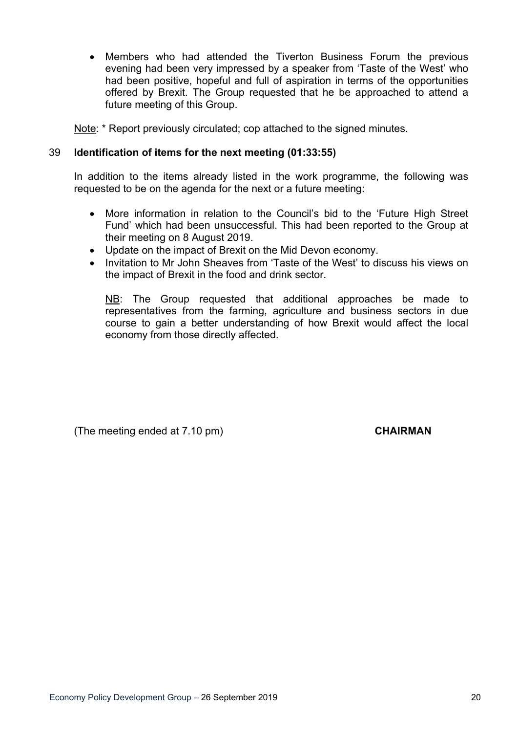- Members who had attended the Tiverton Business Forum the previous evening had been very impressed by a speaker from 'Taste of the West' who had been positive, hopeful and full of aspiration in terms of the opportunities offered by Brexit. The Group requested that he be approached to attend a future meeting of this Group.

Note: * Report previously circulated; cop attached to the signed minutes.

39 **Identification of items for the next meeting (01:33:55)**

In addition to the items already listed in the work programme, the following was requested to be on the agenda for the next or a future meeting:

- More information in relation to the Council's bid to the 'Future High Street Fund' which had been unsuccessful. This had been reported to the Group at their meeting on 8 August 2019.
- Update on the impact of Brexit on the Mid Devon economy.
- Invitation to Mr John Sheaves from 'Taste of the West' to discuss his views on the impact of Brexit in the food and drink sector.

NB: The Group requested that additional approaches be made to representatives from the farming, agriculture and business sectors in due course to gain a better understanding of how Brexit would affect the local economy from those directly affected.

(The meeting ended at 7.10 pm) **CHAIRMAN**